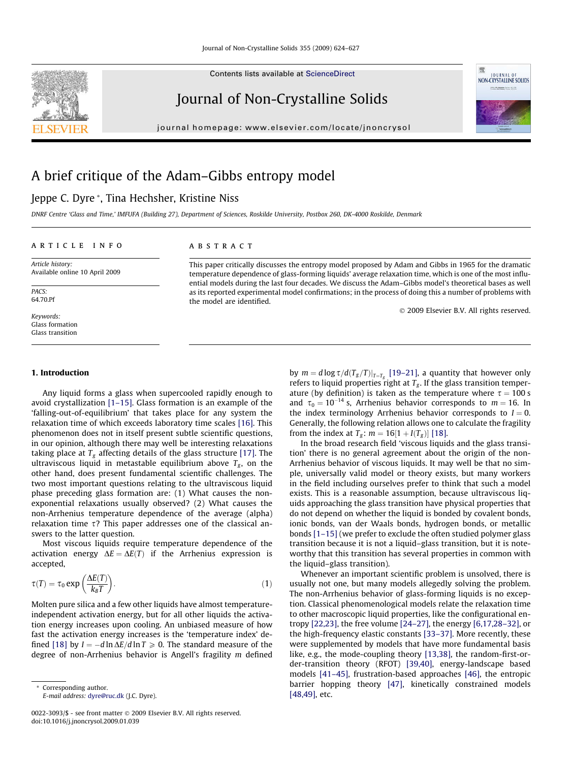# A brief critique of the Adam–Gibbs entropy model

Jeppe C. Dyre *, Tina Hechsher, Kristine Niss

DNRF Centre 'Glass and Time,' IMFUFA (Building 27), Department of Sciences, Roskilde University, Postbox 260, DK-4000 Roskilde, Denmark

**ARTICLE INFO**

*Article history:*
Available online 10 April 2009

*PACS:*
64.70.Pf

*Keywords:*
Glass formation
Glass transition

**ABSTRACT**

This paper critically discusses the entropy model proposed by Adam and Gibbs in 1965 for the dramatic temperature dependence of glass-forming liquids' average relaxation time, which is one of the most influential models during the last four decades. We discuss the Adam–Gibbs model's theoretical bases as well as its reported experimental model confirmations; in the process of doing this a number of problems with the model are identified.

© 2009 Elsevier B.V. All rights reserved.

## 1. Introduction

Any liquid forms a glass when supercooled rapidly enough to avoid crystallization [1–15]. Glass formation is an example of the 'falling-out-of-equilibrium' that takes place for any system the relaxation time of which exceeds laboratory time scales [16]. This phenomenon does not in itself present subtle scientific questions, in our opinion, although there may well be interesting relaxations taking place at $T_g$ affecting details of the glass structure [17]. The ultraviscous liquid in metastable equilibrium above $T_g$, on the other hand, does present fundamental scientific challenges. The two most important questions relating to the ultraviscous liquid phase preceding glass formation are: (1) What causes the non-exponential relaxations usually observed? (2) What causes the non-Arrhenius temperature dependence of the average (alpha) relaxation time $\tau$? This paper addresses one of the classical answers to the latter question.

Most viscous liquids require temperature dependence of the activation energy $\Delta E = \Delta E(T)$ if the Arrhenius expression is accepted,

$$\tau(T) = \tau_0 \exp\left(\frac{\Delta E(T)}{k_B T}\right). \tag{1}$$

Molten pure silica and a few other liquids have almost temperature-independent activation energy, but for all other liquids the activation energy increases upon cooling. An unbiased measure of how fast the activation energy increases is the 'temperature index' defined [18] by $I = -d\ln\Delta E/d\ln T \geqslant 0$. The standard measure of the degree of non-Arrhenius behavior is Angell's fragility $m$ defined by $m = d\log\tau/d(T_g/T)|_{T=T_g}$ [19–21], a quantity that however only refers to liquid properties right at $T_g$. If the glass transition temperature (by definition) is taken as the temperature where $\tau = 100$ s and $\tau_0 = 10^{-14}$ s, Arrhenius behavior corresponds to $m = 16$. In the index terminology Arrhenius behavior corresponds to $I = 0$. Generally, the following relation allows one to calculate the fragility from the index at $T_g$: $m = 16[1 + I(T_g)]$ [18].

In the broad research field 'viscous liquids and the glass transition' there is no general agreement about the origin of the non-Arrhenius behavior of viscous liquids. It may well be that no simple, universally valid model or theory exists, but many workers in the field including ourselves prefer to think that such a model exists. This is a reasonable assumption, because ultraviscous liquids approaching the glass transition have physical properties that do not depend on whether the liquid is bonded by covalent bonds, ionic bonds, van der Waals bonds, hydrogen bonds, or metallic bonds [1–15] (we prefer to exclude the often studied polymer glass transition because it is not a liquid–glass transition, but it is noteworthy that this transition has several properties in common with the liquid–glass transition).

Whenever an important scientific problem is unsolved, there is usually not one, but many models allegedly solving the problem. The non-Arrhenius behavior of glass-forming liquids is no exception. Classical phenomenological models relate the relaxation time to other macroscopic liquid properties, like the configurational entropy [22,23], the free volume [24–27], the energy [6,17,28–32], or the high-frequency elastic constants [33–37]. More recently, these were supplemented by models that have more fundamental basis like, e.g., the mode-coupling theory [13,38], the random-first-order-transition theory (RFOT) [39,40], energy-landscape based models [41–45], frustration-based approaches [46], the entropic barrier hopping theory [47], kinetically constrained models [48,49], etc.

\* Corresponding author.
*E-mail address:* dyre@ruc.dk (J.C. Dyre).

0022-3093/$ - see front matter © 2009 Elsevier B.V. All rights reserved.
doi:10.1016/j.jnoncrysol.2009.01.039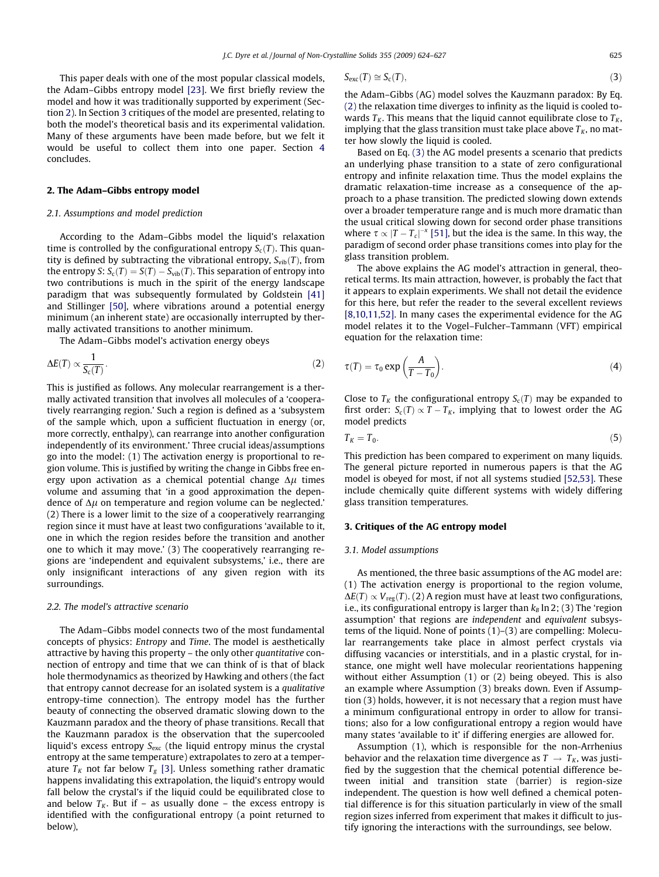This paper deals with one of the most popular classical models, the Adam–Gibbs entropy model [23]. We first briefly review the model and how it was traditionally supported by experiment (Section 2). In Section 3 critiques of the model are presented, relating to both the model's theoretical basis and its experimental validation. Many of these arguments have been made before, but we felt it would be useful to collect them into one paper. Section 4 concludes.

## 2. The Adam–Gibbs entropy model

### 2.1. Assumptions and model prediction

According to the Adam–Gibbs model the liquid's relaxation time is controlled by the configurational entropy $S_c(T)$. This quantity is defined by subtracting the vibrational entropy, $S_{vib}(T)$, from the entropy $S$: $S_c(T) = S(T) - S_{vib}(T)$. This separation of entropy into two contributions is much in the spirit of the energy landscape paradigm that was subsequently formulated by Goldstein [41] and Stillinger [50], where vibrations around a potential energy minimum (an inherent state) are occasionally interrupted by thermally activated transitions to another minimum.

The Adam–Gibbs model's activation energy obeys

$$\Delta E(T) \propto \frac{1}{S_c(T)}. \tag{2}$$

This is justified as follows. Any molecular rearrangement is a thermally activated transition that involves all molecules of a 'cooperatively rearranging region.' Such a region is defined as a 'subsystem of the sample which, upon a sufficient fluctuation in energy (or, more correctly, enthalpy), can rearrange into another configuration independently of its environment.' Three crucial ideas/assumptions go into the model: (1) The activation energy is proportional to region volume. This is justified by writing the change in Gibbs free energy upon activation as a chemical potential change $\Delta\mu$ times volume and assuming that 'in a good approximation the dependence of $\Delta\mu$ on temperature and region volume can be neglected.' (2) There is a lower limit to the size of a cooperatively rearranging region since it must have at least two configurations 'available to it, one in which the region resides before the transition and another one to which it may move.' (3) The cooperatively rearranging regions are 'independent and equivalent subsystems,' i.e., there are only insignificant interactions of any given region with its surroundings.

### 2.2. The model's attractive scenario

The Adam–Gibbs model connects two of the most fundamental concepts of physics: *Entropy* and *Time*. The model is aesthetically attractive by having this property – the only other *quantitative* connection of entropy and time that we can think of is that of black hole thermodynamics as theorized by Hawking and others (the fact that entropy cannot decrease for an isolated system is a *qualitative* entropy-time connection). The entropy model has the further beauty of connecting the observed dramatic slowing down to the Kauzmann paradox and the theory of phase transitions. Recall that the Kauzmann paradox is the observation that the supercooled liquid's excess entropy $S_{exc}$ (the liquid entropy minus the crystal entropy at the same temperature) extrapolates to zero at a temperature $T_K$ not far below $T_g$ [3]. Unless something rather dramatic happens invalidating this extrapolation, the liquid's entropy would fall below the crystal's if the liquid could be equilibrated close to and below $T_K$. But if – as usually done – the excess entropy is identified with the configurational entropy (a point returned to below),

$$S_{exc}(T) \cong S_c(T), \tag{3}$$

the Adam–Gibbs (AG) model solves the Kauzmann paradox: By Eq. (2) the relaxation time diverges to infinity as the liquid is cooled towards $T_K$. This means that the liquid cannot equilibrate close to $T_K$, implying that the glass transition must take place above $T_K$, no matter how slowly the liquid is cooled.

Based on Eq. (3) the AG model presents a scenario that predicts an underlying phase transition to a state of zero configurational entropy and infinite relaxation time. Thus the model explains the dramatic relaxation-time increase as a consequence of the approach to a phase transition. The predicted slowing down extends over a broader temperature range and is much more dramatic than the usual critical slowing down for second order phase transitions where $\tau \propto |T - T_c|^{-x}$ [51], but the idea is the same. In this way, the paradigm of second order phase transitions comes into play for the glass transition problem.

The above explains the AG model's attraction in general, theoretical terms. Its main attraction, however, is probably the fact that it appears to explain experiments. We shall not detail the evidence for this here, but refer the reader to the several excellent reviews [8,10,11,52]. In many cases the experimental evidence for the AG model relates it to the Vogel–Fulcher–Tammann (VFT) empirical equation for the relaxation time:

$$\tau(T) = \tau_0 \exp\left(\frac{A}{T - T_0}\right). \tag{4}$$

Close to $T_K$ the configurational entropy $S_c(T)$ may be expanded to first order: $S_c(T) \propto T - T_K$, implying that to lowest order the AG model predicts

$$T_K = T_0. \tag{5}$$

This prediction has been compared to experiment on many liquids. The general picture reported in numerous papers is that the AG model is obeyed for most, if not all systems studied [52,53]. These include chemically quite different systems with widely differing glass transition temperatures.

## 3. Critiques of the AG entropy model

### 3.1. Model assumptions

As mentioned, the three basic assumptions of the AG model are: (1) The activation energy is proportional to the region volume, $\Delta E(T) \propto V_{reg}(T)$. (2) A region must have at least two configurations, i.e., its configurational entropy is larger than $k_B \ln 2$; (3) The 'region assumption' that regions are *independent* and *equivalent* subsystems of the liquid. None of points (1)–(3) are compelling: Molecular rearrangements take place in almost perfect crystals via diffusing vacancies or interstitials, and in a plastic crystal, for instance, one might well have molecular reorientations happening without either Assumption (1) or (2) being obeyed. This is also an example where Assumption (3) breaks down. Even if Assumption (3) holds, however, it is not necessary that a region must have a minimum configurational entropy in order to allow for transitions; also for a low configurational entropy a region would have many states 'available to it' if differing energies are allowed for.

Assumption (1), which is responsible for the non-Arrhenius behavior and the relaxation time divergence as $T \to T_K$, was justified by the suggestion that the chemical potential difference between initial and transition state (barrier) is region-size independent. The question is how well defined a chemical potential difference is for this situation particularly in view of the small region sizes inferred from experiment that makes it difficult to justify ignoring the interactions with the surroundings, see below.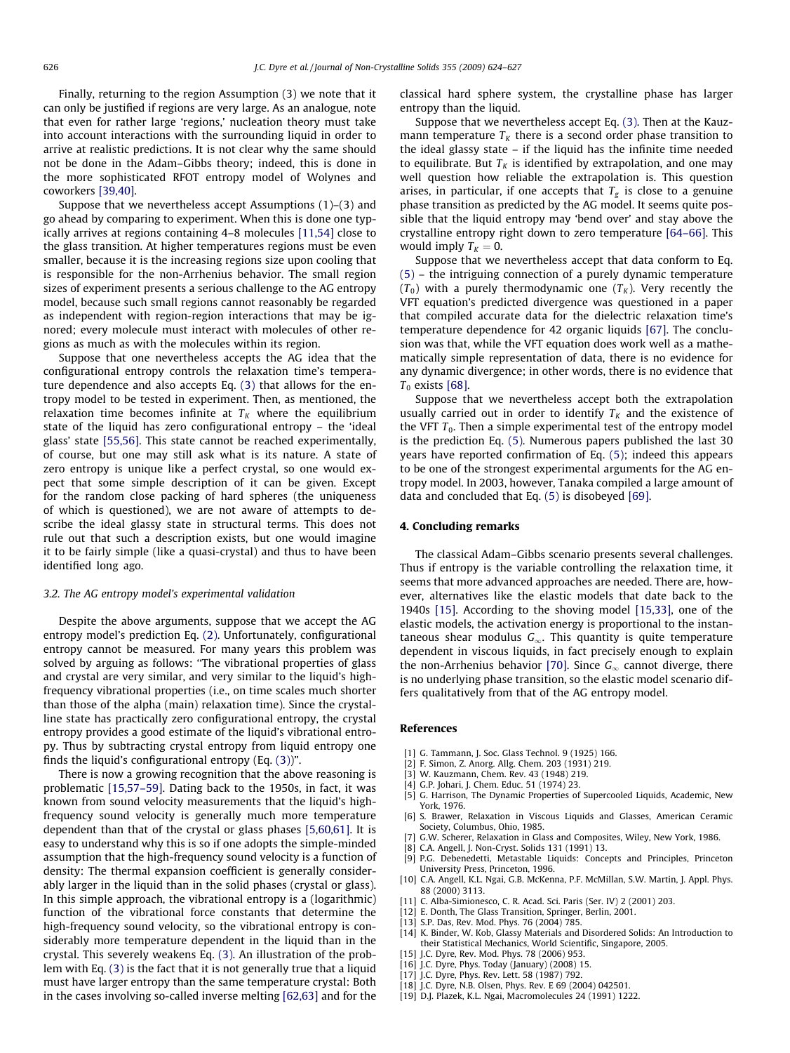Finally, returning to the region Assumption (3) we note that it can only be justified if regions are very large. As an analogue, note that even for rather large 'regions,' nucleation theory must take into account interactions with the surrounding liquid in order to arrive at realistic predictions. It is not clear why the same should not be done in the Adam–Gibbs theory; indeed, this is done in the more sophisticated RFOT entropy model of Wolynes and coworkers [39,40].

Suppose that we nevertheless accept Assumptions (1)–(3) and go ahead by comparing to experiment. When this is done one typically arrives at regions containing 4–8 molecules [11,54] close to the glass transition. At higher temperatures regions must be even smaller, because it is the increasing regions size upon cooling that is responsible for the non-Arrhenius behavior. The small region sizes of experiment presents a serious challenge to the AG entropy model, because such small regions cannot reasonably be regarded as independent with region-region interactions that may be ignored; every molecule must interact with molecules of other regions as much as with the molecules within its region.

Suppose that one nevertheless accepts the AG idea that the configurational entropy controls the relaxation time's temperature dependence and also accepts Eq. (3) that allows for the entropy model to be tested in experiment. Then, as mentioned, the relaxation time becomes infinite at $T_K$ where the equilibrium state of the liquid has zero configurational entropy – the 'ideal glass' state [55,56]. This state cannot be reached experimentally, of course, but one may still ask what is its nature. A state of zero entropy is unique like a perfect crystal, so one would expect that some simple description of it can be given. Except for the random close packing of hard spheres (the uniqueness of which is questioned), we are not aware of attempts to describe the ideal glassy state in structural terms. This does not rule out that such a description exists, but one would imagine it to be fairly simple (like a quasi-crystal) and thus to have been identified long ago.

### 3.2. The AG entropy model's experimental validation

Despite the above arguments, suppose that we accept the AG entropy model's prediction Eq. (2). Unfortunately, configurational entropy cannot be measured. For many years this problem was solved by arguing as follows: "The vibrational properties of glass and crystal are very similar, and very similar to the liquid's high-frequency vibrational properties (i.e., on time scales much shorter than those of the alpha (main) relaxation time). Since the crystalline state has practically zero configurational entropy, the crystal entropy provides a good estimate of the liquid's vibrational entropy. Thus by subtracting crystal entropy from liquid entropy one finds the liquid's configurational entropy (Eq. (3))".

There is now a growing recognition that the above reasoning is problematic [15,57–59]. Dating back to the 1950s, in fact, it was known from sound velocity measurements that the liquid's high-frequency sound velocity is generally much more temperature dependent than that of the crystal or glass phases [5,60,61]. It is easy to understand why this is so if one adopts the simple-minded assumption that the high-frequency sound velocity is a function of density: The thermal expansion coefficient is generally considerably larger in the liquid than in the solid phases (crystal or glass). In this simple approach, the vibrational entropy is a (logarithmic) function of the vibrational force constants that determine the high-frequency sound velocity, so the vibrational entropy is considerably more temperature dependent in the liquid than in the crystal. This severely weakens Eq. (3). An illustration of the problem with Eq. (3) is the fact that it is not generally true that a liquid must have larger entropy than the same temperature crystal: Both in the cases involving so-called inverse melting [62,63] and for the classical hard sphere system, the crystalline phase has larger entropy than the liquid.

Suppose that we nevertheless accept Eq. (3). Then at the Kauzmann temperature $T_K$ there is a second order phase transition to the ideal glassy state – if the liquid has the infinite time needed to equilibrate. But $T_K$ is identified by extrapolation, and one may well question how reliable the extrapolation is. This question arises, in particular, if one accepts that $T_g$ is close to a genuine phase transition as predicted by the AG model. It seems quite possible that the liquid entropy may 'bend over' and stay above the crystalline entropy right down to zero temperature [64–66]. This would imply $T_K = 0$.

Suppose that we nevertheless accept that data conform to Eq. (5) – the intriguing connection of a purely dynamic temperature ($T_0$) with a purely thermodynamic one ($T_K$). Very recently the VFT equation's predicted divergence was questioned in a paper that compiled accurate data for the dielectric relaxation time's temperature dependence for 42 organic liquids [67]. The conclusion was that, while the VFT equation does work well as a mathematically simple representation of data, there is no evidence for any dynamic divergence; in other words, there is no evidence that $T_0$ exists [68].

Suppose that we nevertheless accept both the extrapolation usually carried out in order to identify $T_K$ and the existence of the VFT $T_0$. Then a simple experimental test of the entropy model is the prediction Eq. (5). Numerous papers published the last 30 years have reported confirmation of Eq. (5); indeed this appears to be one of the strongest experimental arguments for the AG entropy model. In 2003, however, Tanaka compiled a large amount of data and concluded that Eq. (5) is disobeyed [69].

## 4. Concluding remarks

The classical Adam–Gibbs scenario presents several challenges. Thus if entropy is the variable controlling the relaxation time, it seems that more advanced approaches are needed. There are, however, alternatives like the elastic models that date back to the 1940s [15]. According to the shoving model [15,33], one of the elastic models, the activation energy is proportional to the instantaneous shear modulus $G_\infty$. This quantity is quite temperature dependent in viscous liquids, in fact precisely enough to explain the non-Arrhenius behavior [70]. Since $G_\infty$ cannot diverge, there is no underlying phase transition, so the elastic model scenario differs qualitatively from that of the AG entropy model.

## References

[1] G. Tammann, J. Soc. Glass Technol. 9 (1925) 166.
[2] F. Simon, Z. Anorg. Allg. Chem. 203 (1931) 219.
[3] W. Kauzmann, Chem. Rev. 43 (1948) 219.
[4] G.P. Johari, J. Chem. Educ. 51 (1974) 23.
[5] G. Harrison, The Dynamic Properties of Supercooled Liquids, Academic, New York, 1976.
[6] S. Brawer, Relaxation in Viscous Liquids and Glasses, American Ceramic Society, Columbus, Ohio, 1985.
[7] G.W. Scherer, Relaxation in Glass and Composites, Wiley, New York, 1986.
[8] C.A. Angell, J. Non-Cryst. Solids 131 (1991) 13.
[9] P.G. Debenedetti, Metastable Liquids: Concepts and Principles, Princeton University Press, Princeton, 1996.
[10] C.A. Angell, K.L. Ngai, G.B. McKenna, P.F. McMillan, S.W. Martin, J. Appl. Phys. 88 (2000) 3113.
[11] C. Alba-Simionesco, C. R. Acad. Sci. Paris (Ser. IV) 2 (2001) 203.
[12] E. Donth, The Glass Transition, Springer, Berlin, 2001.
[13] S.P. Das, Rev. Mod. Phys. 76 (2004) 785.
[14] K. Binder, W. Kob, Glassy Materials and Disordered Solids: An Introduction to their Statistical Mechanics, World Scientific, Singapore, 2005.
[15] J.C. Dyre, Rev. Mod. Phys. 78 (2006) 953.
[16] J.C. Dyre, Phys. Today (January) (2008) 15.
[17] J.C. Dyre, Phys. Rev. Lett. 58 (1987) 792.
[18] J.C. Dyre, N.B. Olsen, Phys. Rev. E 69 (2004) 042501.
[19] D.J. Plazek, K.L. Ngai, Macromolecules 24 (1991) 1222.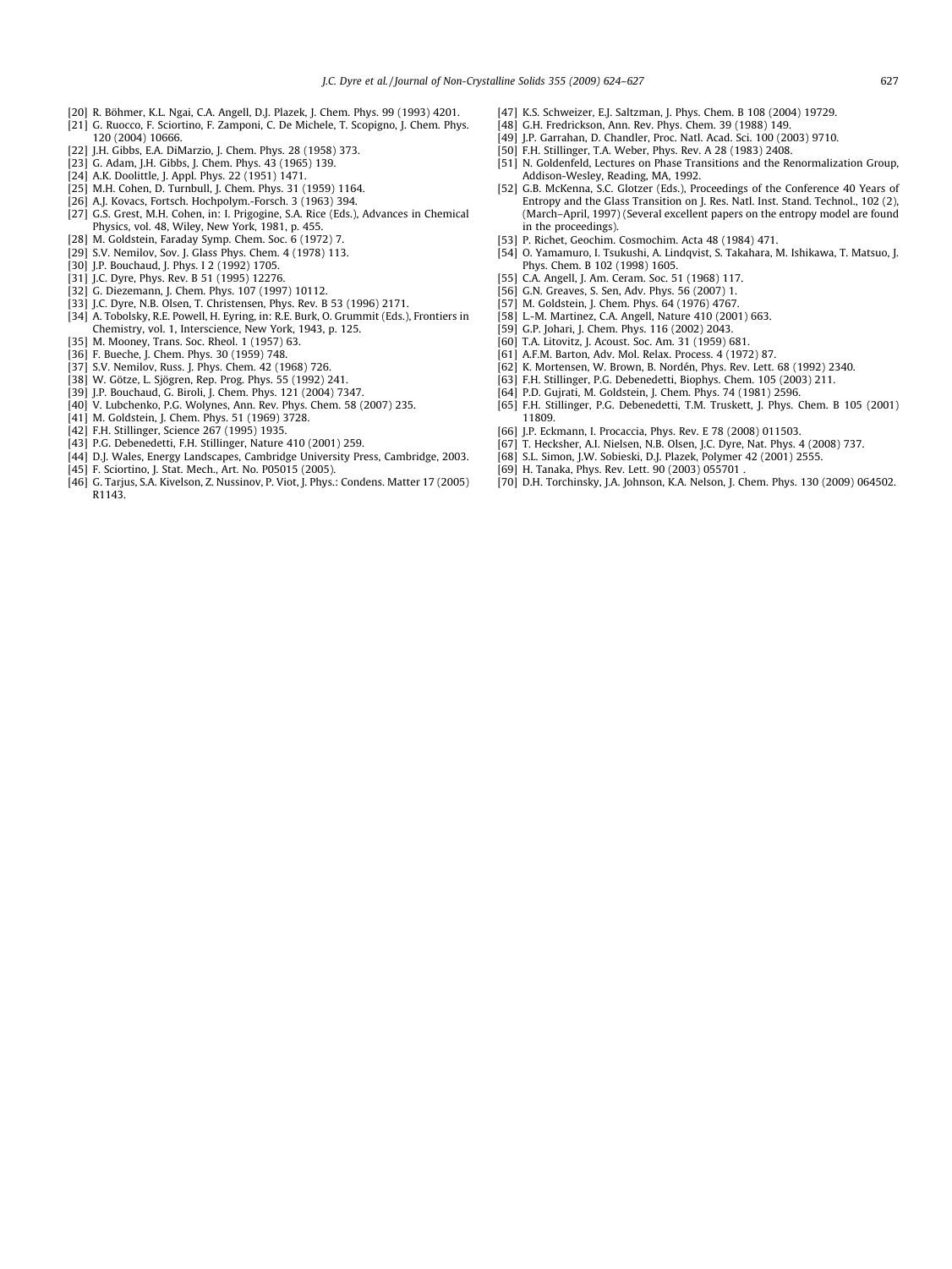[20] R. Böhmer, K.L. Ngai, C.A. Angell, D.J. Plazek, J. Chem. Phys. 99 (1993) 4201.
[21] G. Ruocco, F. Sciortino, F. Zamponi, C. De Michele, T. Scopigno, J. Chem. Phys. 120 (2004) 10666.
[22] J.H. Gibbs, E.A. DiMarzio, J. Chem. Phys. 28 (1958) 373.
[23] G. Adam, J.H. Gibbs, J. Chem. Phys. 43 (1965) 139.
[24] A.K. Doolittle, J. Appl. Phys. 22 (1951) 1471.
[25] M.H. Cohen, D. Turnbull, J. Chem. Phys. 31 (1959) 1164.
[26] A.J. Kovacs, Fortsch. Hochpolym.-Forsch. 3 (1963) 394.
[27] G.S. Grest, M.H. Cohen, in: I. Prigogine, S.A. Rice (Eds.), Advances in Chemical Physics, vol. 48, Wiley, New York, 1981, p. 455.
[28] M. Goldstein, Faraday Symp. Chem. Soc. 6 (1972) 7.
[29] S.V. Nemilov, Sov. J. Glass Phys. Chem. 4 (1978) 113.
[30] J.P. Bouchaud, J. Phys. I 2 (1992) 1705.
[31] J.C. Dyre, Phys. Rev. B 51 (1995) 12276.
[32] G. Diezemann, J. Chem. Phys. 107 (1997) 10112.
[33] J.C. Dyre, N.B. Olsen, T. Christensen, Phys. Rev. B 53 (1996) 2171.
[34] A. Tobolsky, R.E. Powell, H. Eyring, in: R.E. Burk, O. Grummit (Eds.), Frontiers in Chemistry, vol. 1, Interscience, New York, 1943, p. 125.
[35] M. Mooney, Trans. Soc. Rheol. 1 (1957) 63.
[36] F. Bueche, J. Chem. Phys. 30 (1959) 748.
[37] S.V. Nemilov, Russ. J. Phys. Chem. 42 (1968) 726.
[38] W. Götze, L. Sjögren, Rep. Prog. Phys. 55 (1992) 241.
[39] J.P. Bouchaud, G. Biroli, J. Chem. Phys. 121 (2004) 7347.
[40] V. Lubchenko, P.G. Wolynes, Ann. Rev. Phys. Chem. 58 (2007) 235.
[41] M. Goldstein, J. Chem. Phys. 51 (1969) 3728.
[42] F.H. Stillinger, Science 267 (1995) 1935.
[43] P.G. Debenedetti, F.H. Stillinger, Nature 410 (2001) 259.
[44] D.J. Wales, Energy Landscapes, Cambridge University Press, Cambridge, 2003.
[45] F. Sciortino, J. Stat. Mech., Art. No. P05015 (2005).
[46] G. Tarjus, S.A. Kivelson, Z. Nussinov, P. Viot, J. Phys.: Condens. Matter 17 (2005) R1143.
[47] K.S. Schweizer, E.J. Saltzman, J. Phys. Chem. B 108 (2004) 19729.
[48] G.H. Fredrickson, Ann. Rev. Phys. Chem. 39 (1988) 149.
[49] J.P. Garrahan, D. Chandler, Proc. Natl. Acad. Sci. 100 (2003) 9710.
[50] F.H. Stillinger, T.A. Weber, Phys. Rev. A 28 (1983) 2408.
[51] N. Goldenfeld, Lectures on Phase Transitions and the Renormalization Group, Addison-Wesley, Reading, MA, 1992.
[52] G.B. McKenna, S.C. Glotzer (Eds.), Proceedings of the Conference 40 Years of Entropy and the Glass Transition on J. Res. Natl. Inst. Stand. Technol., 102 (2), (March–April, 1997) (Several excellent papers on the entropy model are found in the proceedings).
[53] P. Richet, Geochim. Cosmochim. Acta 48 (1984) 471.
[54] O. Yamamuro, I. Tsukushi, A. Lindqvist, S. Takahara, M. Ishikawa, T. Matsuo, J. Phys. Chem. B 102 (1998) 1605.
[55] C.A. Angell, J. Am. Ceram. Soc. 51 (1968) 117.
[56] G.N. Greaves, S. Sen, Adv. Phys. 56 (2007) 1.
[57] M. Goldstein, J. Chem. Phys. 64 (1976) 4767.
[58] L.-M. Martinez, C.A. Angell, Nature 410 (2001) 663.
[59] G.P. Johari, J. Chem. Phys. 116 (2002) 2043.
[60] T.A. Litovitz, J. Acoust. Soc. Am. 31 (1959) 681.
[61] A.F.M. Barton, Adv. Mol. Relax. Process. 4 (1972) 87.
[62] K. Mortensen, W. Brown, B. Nordén, Phys. Rev. Lett. 68 (1992) 2340.
[63] F.H. Stillinger, P.G. Debenedetti, Biophys. Chem. 105 (2003) 211.
[64] P.D. Gujrati, M. Goldstein, J. Chem. Phys. 74 (1981) 2596.
[65] F.H. Stillinger, P.G. Debenedetti, T.M. Truskett, J. Phys. Chem. B 105 (2001) 11809.
[66] J.P. Eckmann, I. Procaccia, Phys. Rev. E 78 (2008) 011503.
[67] T. Hecksher, A.I. Nielsen, N.B. Olsen, J.C. Dyre, Nat. Phys. 4 (2008) 737.
[68] S.L. Simon, J.W. Sobieski, D.J. Plazek, Polymer 42 (2001) 2555.
[69] H. Tanaka, Phys. Rev. Lett. 90 (2003) 055701 .
[70] D.H. Torchinsky, J.A. Johnson, K.A. Nelson, J. Chem. Phys. 130 (2009) 064502.